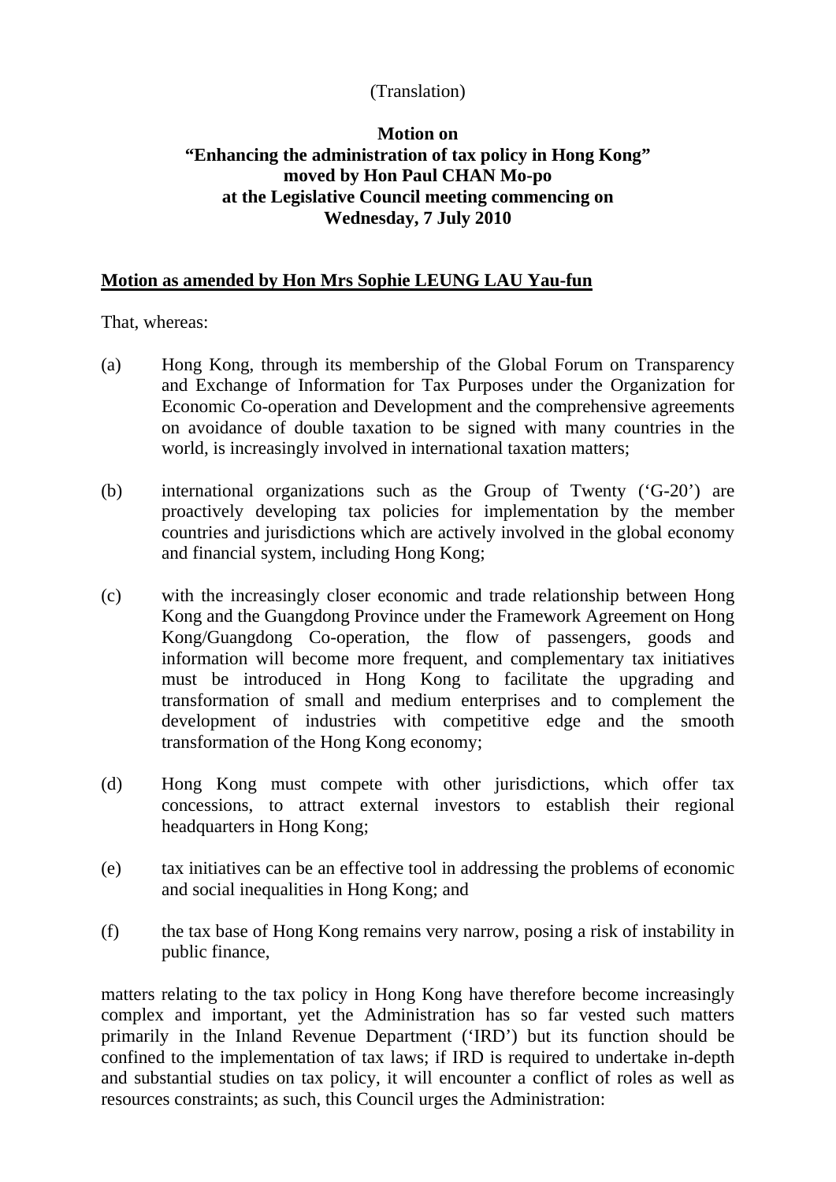(Translation)

**Motion on**
**"Enhancing the administration of tax policy in Hong Kong"**
**moved by Hon Paul CHAN Mo-po**
**at the Legislative Council meeting commencing on**
**Wednesday, 7 July 2010**

**Motion as amended by Hon Mrs Sophie LEUNG LAU Yau-fun**

That, whereas:

(a) Hong Kong, through its membership of the Global Forum on Transparency and Exchange of Information for Tax Purposes under the Organization for Economic Co-operation and Development and the comprehensive agreements on avoidance of double taxation to be signed with many countries in the world, is increasingly involved in international taxation matters;

(b) international organizations such as the Group of Twenty ('G-20') are proactively developing tax policies for implementation by the member countries and jurisdictions which are actively involved in the global economy and financial system, including Hong Kong;

(c) with the increasingly closer economic and trade relationship between Hong Kong and the Guangdong Province under the Framework Agreement on Hong Kong/Guangdong Co-operation, the flow of passengers, goods and information will become more frequent, and complementary tax initiatives must be introduced in Hong Kong to facilitate the upgrading and transformation of small and medium enterprises and to complement the development of industries with competitive edge and the smooth transformation of the Hong Kong economy;

(d) Hong Kong must compete with other jurisdictions, which offer tax concessions, to attract external investors to establish their regional headquarters in Hong Kong;

(e) tax initiatives can be an effective tool in addressing the problems of economic and social inequalities in Hong Kong; and

(f) the tax base of Hong Kong remains very narrow, posing a risk of instability in public finance,

matters relating to the tax policy in Hong Kong have therefore become increasingly complex and important, yet the Administration has so far vested such matters primarily in the Inland Revenue Department ('IRD') but its function should be confined to the implementation of tax laws; if IRD is required to undertake in-depth and substantial studies on tax policy, it will encounter a conflict of roles as well as resources constraints; as such, this Council urges the Administration: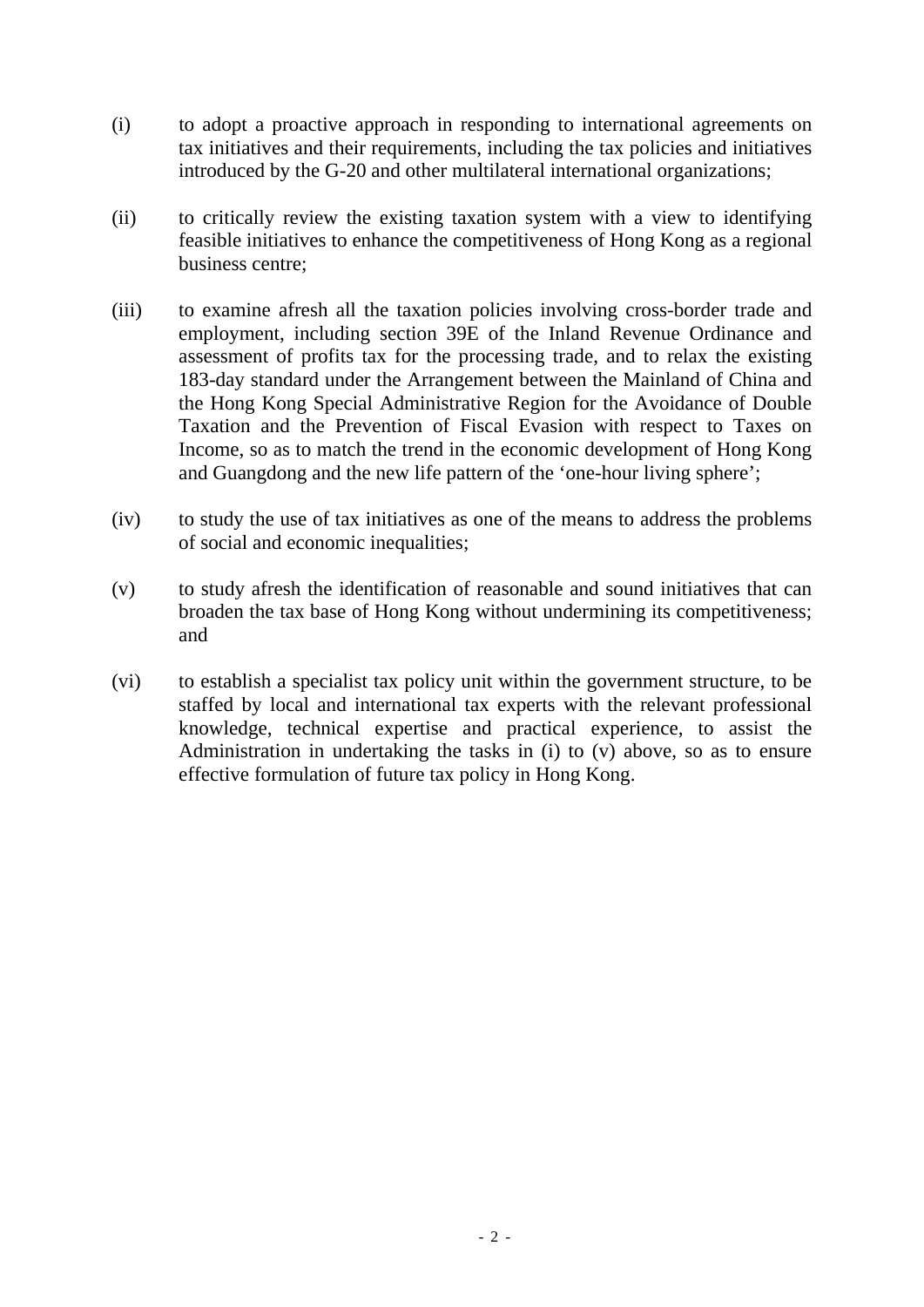(i) to adopt a proactive approach in responding to international agreements on tax initiatives and their requirements, including the tax policies and initiatives introduced by the G-20 and other multilateral international organizations;

(ii) to critically review the existing taxation system with a view to identifying feasible initiatives to enhance the competitiveness of Hong Kong as a regional business centre;

(iii) to examine afresh all the taxation policies involving cross-border trade and employment, including section 39E of the Inland Revenue Ordinance and assessment of profits tax for the processing trade, and to relax the existing 183-day standard under the Arrangement between the Mainland of China and the Hong Kong Special Administrative Region for the Avoidance of Double Taxation and the Prevention of Fiscal Evasion with respect to Taxes on Income, so as to match the trend in the economic development of Hong Kong and Guangdong and the new life pattern of the 'one-hour living sphere';

(iv) to study the use of tax initiatives as one of the means to address the problems of social and economic inequalities;

(v) to study afresh the identification of reasonable and sound initiatives that can broaden the tax base of Hong Kong without undermining its competitiveness; and

(vi) to establish a specialist tax policy unit within the government structure, to be staffed by local and international tax experts with the relevant professional knowledge, technical expertise and practical experience, to assist the Administration in undertaking the tasks in (i) to (v) above, so as to ensure effective formulation of future tax policy in Hong Kong.